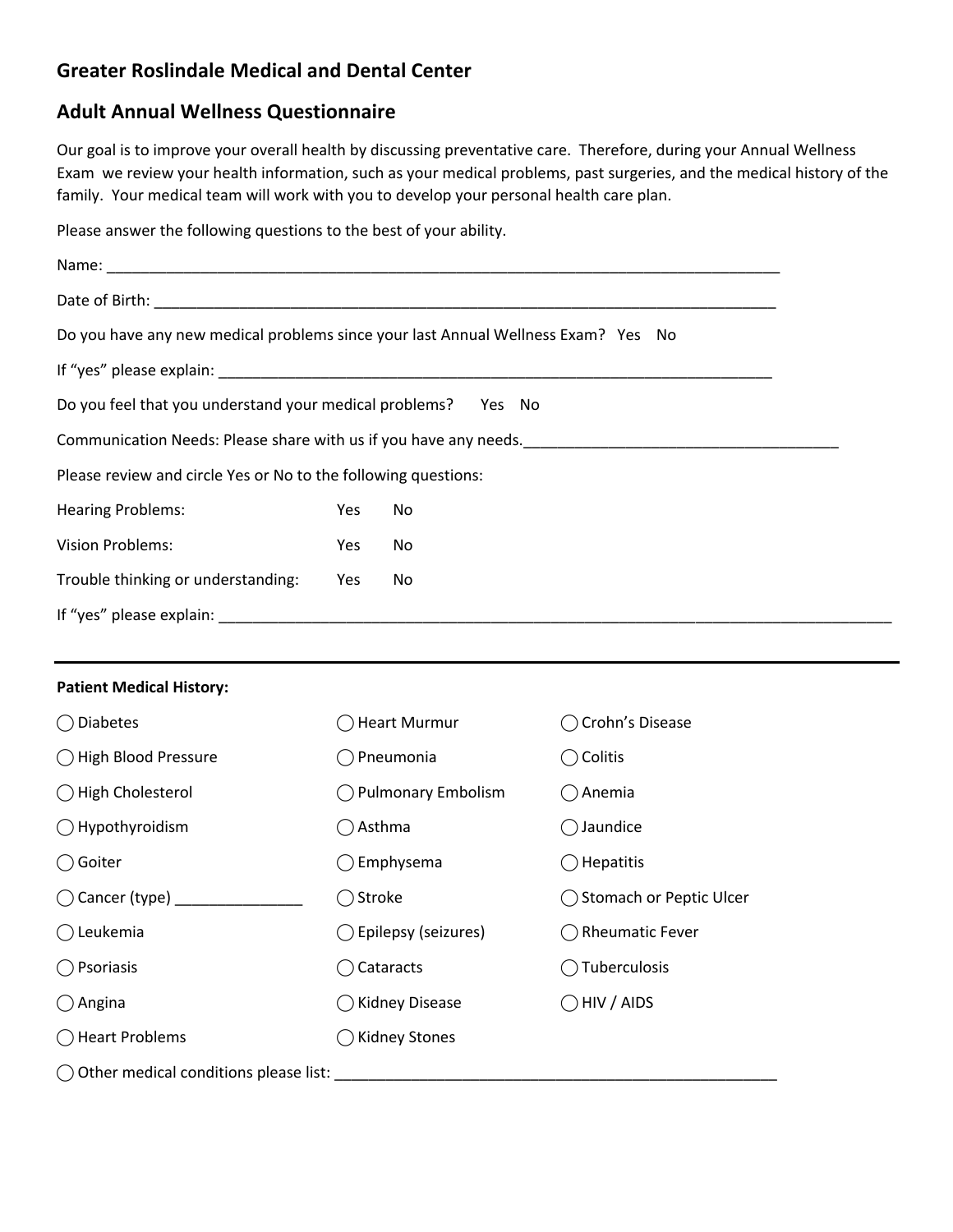## Greater Roslindale Medical and Dental Center

## Adult Annual Wellness Questionnaire

Our goal is to improve your overall health by discussing preventative care. Therefore, during your Annual Wellness Exam we review your health information, such as your medical problems, past surgeries, and the medical history of the family. Your medical team will work with you to develop your personal health care plan.

Please answer the following questions to the best of your ability.

Name: ___________________________________________________________________________

Date of Birth: ______________________________________________________________________

Do you have any new medical problems since your last Annual Wellness Exam? Yes No

If "yes" please explain: ______________________________________________________________

Do you feel that you understand your medical problems? Yes No

Communication Needs: Please share with us if you have any needs.___________________________________

Please review and circle Yes or No to the following questions:

| | | |
|---|---|---|
| Hearing Problems: | Yes | No |
| Vision Problems: | Yes | No |
| Trouble thinking or understanding: | Yes | No |

If "yes" please explain: ____________________________________________________________________________

---

**Patient Medical History:**

| | | |
|---|---|---|
| ◯ Diabetes | ◯ Heart Murmur | ◯ Crohn's Disease |
| ◯ High Blood Pressure | ◯ Pneumonia | ◯ Colitis |
| ◯ High Cholesterol | ◯ Pulmonary Embolism | ◯ Anemia |
| ◯ Hypothyroidism | ◯ Asthma | ◯ Jaundice |
| ◯ Goiter | ◯ Emphysema | ◯ Hepatitis |
| ◯ Cancer (type) _______________ | ◯ Stroke | ◯ Stomach or Peptic Ulcer |
| ◯ Leukemia | ◯ Epilepsy (seizures) | ◯ Rheumatic Fever |
| ◯ Psoriasis | ◯ Cataracts | ◯ Tuberculosis |
| ◯ Angina | ◯ Kidney Disease | ◯ HIV / AIDS |
| ◯ Heart Problems | ◯ Kidney Stones | |

◯ Other medical conditions please list: ______________________________________________________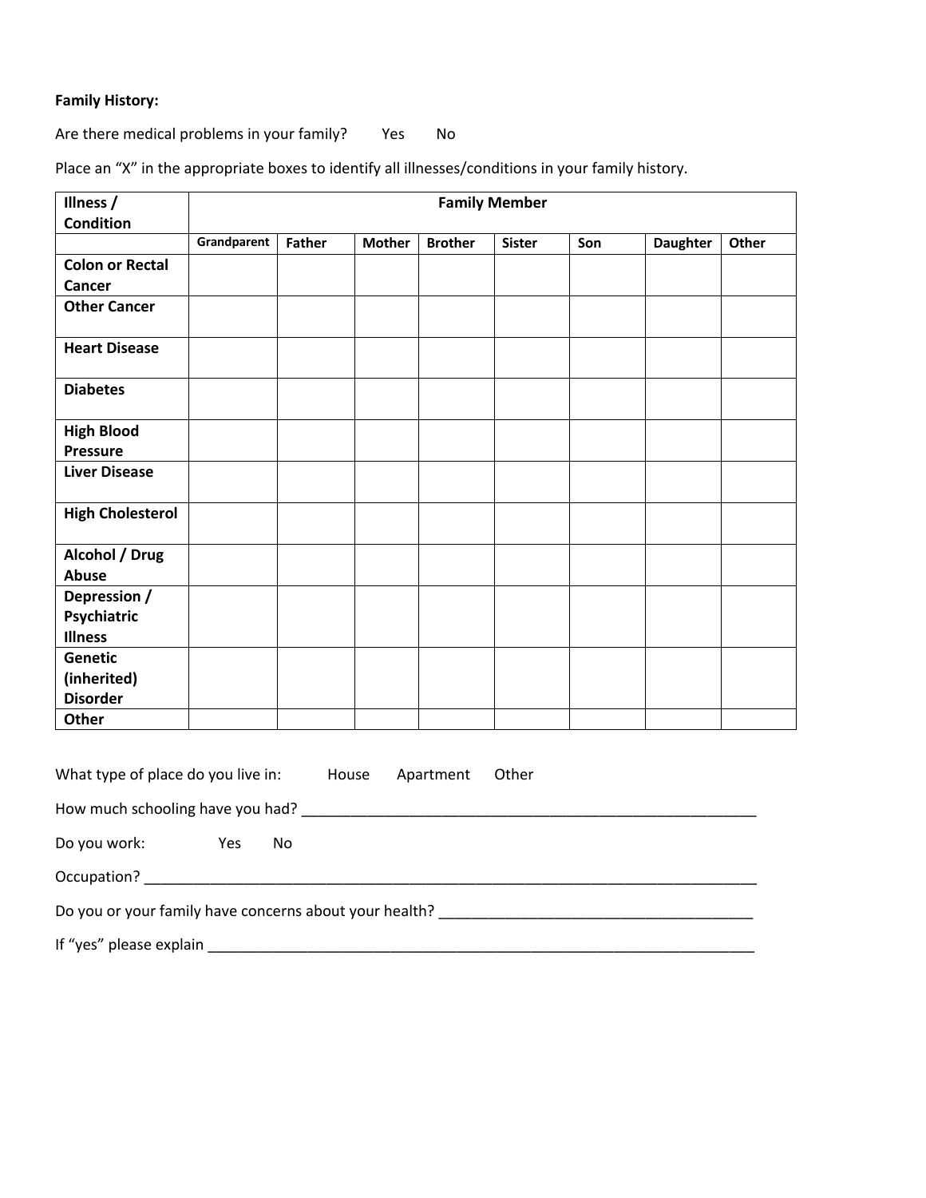**Family History:**

Are there medical problems in your family? Yes No

Place an "X" in the appropriate boxes to identify all illnesses/conditions in your family history.

| Illness / Condition | Family Member | | | | | | | |
|---|---|---|---|---|---|---|---|---|
| | Grandparent | Father | Mother | Brother | Sister | Son | Daughter | Other |
| Colon or Rectal Cancer | | | | | | | | |
| Other Cancer | | | | | | | | |
| Heart Disease | | | | | | | | |
| Diabetes | | | | | | | | |
| High Blood Pressure | | | | | | | | |
| Liver Disease | | | | | | | | |
| High Cholesterol | | | | | | | | |
| Alcohol / Drug Abuse | | | | | | | | |
| Depression / Psychiatric Illness | | | | | | | | |
| Genetic (inherited) Disorder | | | | | | | | |
| Other | | | | | | | | |

What type of place do you live in: House Apartment Other

How much schooling have you had? ___________________________________________________________

Do you work: Yes No

Occupation? ________________________________________________________________________________

Do you or your family have concerns about your health? _______________________________________

If "yes" please explain _______________________________________________________________________